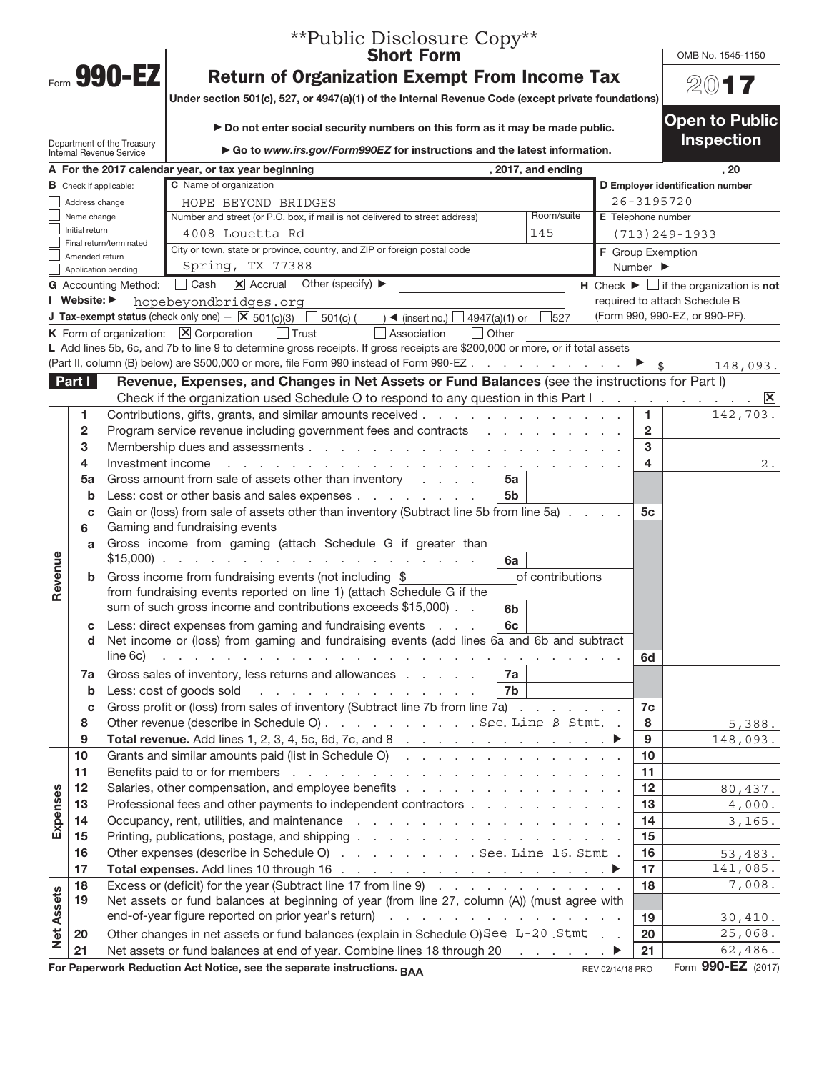**Public Disclosure Copy**

# Form 990-EZ

## Short Form
## Return of Organization Exempt From Income Tax

**Under section 501(c), 527, or 4947(a)(1) of the Internal Revenue Code (except private foundations)**

▶ **Do not enter social security numbers on this form as it may be made public.**

▶ **Go to *www.irs.gov/Form990EZ* for instructions and the latest information.**

Department of the Treasury
Internal Revenue Service

OMB No. 1545-1150

**2017**

**Open to Public Inspection**

**A** For the 2017 calendar year, or tax year beginning , 2017, and ending , 20

**B** Check if applicable:
- ☐ Address change
- ☐ Name change
- ☐ Initial return
- ☐ Final return/terminated
- ☐ Amended return
- ☐ Application pending

**C** Name of organization: HOPE BEYOND BRIDGES

Number and street (or P.O. box, if mail is not delivered to street address): 4008 Louetta Rd — Room/suite: 145

City or town, state or province, country, and ZIP or foreign postal code: Spring, TX 77388

**D** Employer identification number: 26-3195720

**E** Telephone number: (713)249-1933

**F** Group Exemption Number ▶

**G** Accounting Method: ☐ Cash ☒ Accrual Other (specify) ▶

**H** Check ▶ ☐ if the organization is **not** required to attach Schedule B (Form 990, 990-EZ, or 990-PF).

**I** Website: ▶ hopebeyondbridges.org

**J** Tax-exempt status (check only one) — ☒ 501(c)(3) ☐ 501(c) ( ) ◀ (insert no.) ☐ 4947(a)(1) or ☐ 527

**K** Form of organization: ☒ Corporation ☐ Trust ☐ Association ☐ Other

**L** Add lines 5b, 6c, and 7b to line 9 to determine gross receipts. If gross receipts are $200,000 or more, or if total assets (Part II, column (B) below) are $500,000 or more, file Form 990 instead of Form 990-EZ ▶ $ 148,093.

## Part I — Revenue, Expenses, and Changes in Net Assets or Fund Balances (see the instructions for Part I)

Check if the organization used Schedule O to respond to any question in this Part I ☒

| Section | Line | Description | Sub-line | Sub-amount | Line | Amount |
|---|---|---|---|---|---|---|
| Revenue | 1 | Contributions, gifts, grants, and similar amounts received | | | 1 | 142,703. |
| | 2 | Program service revenue including government fees and contracts | | | 2 | |
| | 3 | Membership dues and assessments | | | 3 | |
| | 4 | Investment income | | | 4 | 2. |
| | 5a | Gross amount from sale of assets other than inventory | 5a | | | |
| | b | Less: cost or other basis and sales expenses | 5b | | | |
| | c | Gain or (loss) from sale of assets other than inventory (Subtract line 5b from line 5a) | | | 5c | |
| | 6 | Gaming and fundraising events | | | | |
| | a | Gross income from gaming (attach Schedule G if greater than $15,000) | 6a | | | |
| | b | Gross income from fundraising events (not including $ of contributions from fundraising events reported on line 1) (attach Schedule G if the sum of such gross income and contributions exceeds $15,000) | 6b | | | |
| | c | Less: direct expenses from gaming and fundraising events | 6c | | | |
| | d | Net income or (loss) from gaming and fundraising events (add lines 6a and 6b and subtract line 6c) | | | 6d | |
| | 7a | Gross sales of inventory, less returns and allowances | 7a | | | |
| | b | Less: cost of goods sold | 7b | | | |
| | c | Gross profit or (loss) from sales of inventory (Subtract line 7b from line 7a) | | | 7c | |
| | 8 | Other revenue (describe in Schedule O) See Line 8 Stmt | | | 8 | 5,388. |
| | 9 | **Total revenue.** Add lines 1, 2, 3, 4, 5c, 6d, 7c, and 8 ▶ | | | 9 | 148,093. |
| Expenses | 10 | Grants and similar amounts paid (list in Schedule O) | | | 10 | |
| | 11 | Benefits paid to or for members | | | 11 | |
| | 12 | Salaries, other compensation, and employee benefits | | | 12 | 80,437. |
| | 13 | Professional fees and other payments to independent contractors | | | 13 | 4,000. |
| | 14 | Occupancy, rent, utilities, and maintenance | | | 14 | 3,165. |
| | 15 | Printing, publications, postage, and shipping | | | 15 | |
| | 16 | Other expenses (describe in Schedule O) See Line 16 Stmt | | | 16 | 53,483. |
| | 17 | **Total expenses.** Add lines 10 through 16 ▶ | | | 17 | 141,085. |
| Net Assets | 18 | Excess or (deficit) for the year (Subtract line 17 from line 9) | | | 18 | 7,008. |
| | 19 | Net assets or fund balances at beginning of year (from line 27, column (A)) (must agree with end-of-year figure reported on prior year's return) | | | 19 | 30,410. |
| | 20 | Other changes in net assets or fund balances (explain in Schedule O) See L-20 Stmt | | | 20 | 25,068. |
| | 21 | Net assets or fund balances at end of year. Combine lines 18 through 20 ▶ | | | 21 | 62,486. |

**For Paperwork Reduction Act Notice, see the separate instructions.** BAA — REV 02/14/18 PRO — Form **990-EZ** (2017)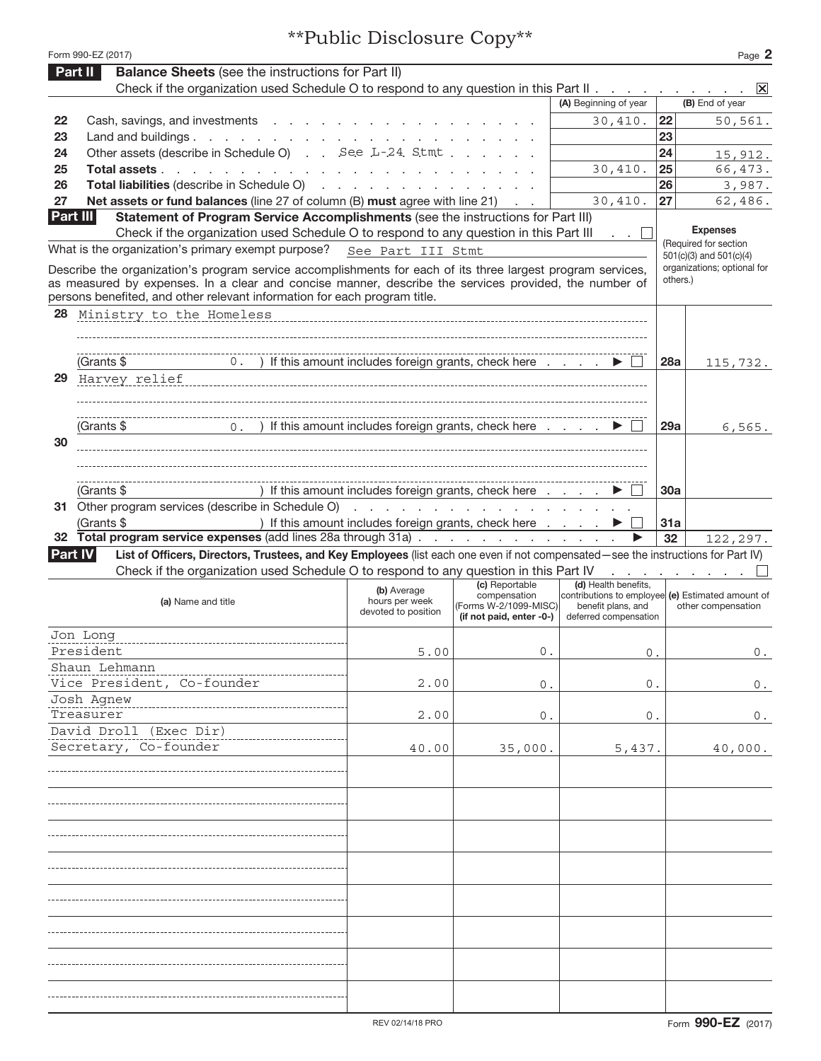**Public Disclosure Copy**

Form 990-EZ (2017) Page 2

## Part II Balance Sheets (see the instructions for Part II)

Check if the organization used Schedule O to respond to any question in this Part II . . . . . . . . . . ☒

| | | (A) Beginning of year | | (B) End of year |
|---|---|---|---|---|
| 22 | Cash, savings, and investments | 30,410. | 22 | 50,561. |
| 23 | Land and buildings | | 23 | |
| 24 | Other assets (describe in Schedule O) See L-24 Stmt | | 24 | 15,912. |
| 25 | **Total assets** | 30,410. | 25 | 66,473. |
| 26 | **Total liabilities** (describe in Schedule O) | | 26 | 3,987. |
| 27 | **Net assets or fund balances** (line 27 of column (B) **must** agree with line 21) | 30,410. | 27 | 62,486. |

## Part III Statement of Program Service Accomplishments (see the instructions for Part III)

Check if the organization used Schedule O to respond to any question in this Part III ☐

What is the organization's primary exempt purpose? See Part III Stmt

Describe the organization's program service accomplishments for each of its three largest program services, as measured by expenses. In a clear and concise manner, describe the services provided, the number of persons benefited, and other relevant information for each program title.

**Expenses** (Required for section 501(c)(3) and 501(c)(4) organizations; optional for others.)

| | | | Expenses |
|---|---|---|---|
| 28 | Ministry to the Homeless<br>(Grants $ 0. ) If this amount includes foreign grants, check here ☐ | 28a | 115,732. |
| 29 | Harvey relief<br>(Grants $ 0. ) If this amount includes foreign grants, check here ☐ | 29a | 6,565. |
| 30 | (Grants $ ) If this amount includes foreign grants, check here ☐ | 30a | |
| 31 | Other program services (describe in Schedule O)<br>(Grants $ ) If this amount includes foreign grants, check here ☐ | 31a | |
| 32 | **Total program service expenses** (add lines 28a through 31a) | 32 | 122,297. |

## Part IV List of Officers, Directors, Trustees, and Key Employees (list each one even if not compensated—see the instructions for Part IV)

Check if the organization used Schedule O to respond to any question in this Part IV ☐

| (a) Name and title | (b) Average hours per week devoted to position | (c) Reportable compensation (Forms W-2/1099-MISC) (if not paid, enter -0-) | (d) Health benefits, contributions to employee benefit plans, and deferred compensation | (e) Estimated amount of other compensation |
|---|---|---|---|---|
| Jon Long<br>President | 5.00 | 0. | 0. | 0. |
| Shaun Lehmann<br>Vice President, Co-founder | 2.00 | 0. | 0. | 0. |
| Josh Agnew<br>Treasurer | 2.00 | 0. | 0. | 0. |
| David Droll (Exec Dir)<br>Secretary, Co-founder | 40.00 | 35,000. | 5,437. | 40,000. |

REV 02/14/18 PRO Form **990-EZ** (2017)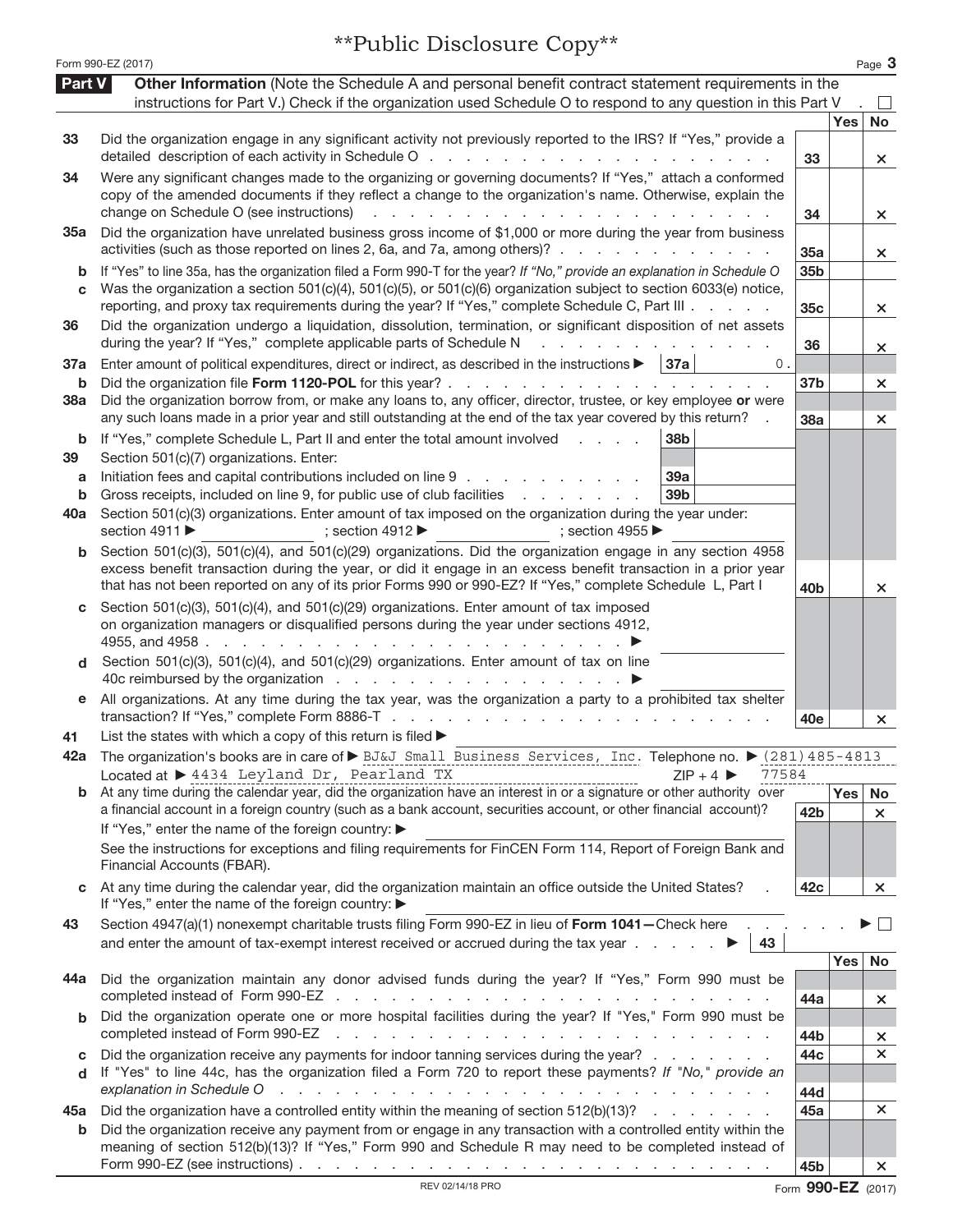\*\*Public Disclosure Copy\*\*

Form 990-EZ (2017)

## Part V — Other Information

(Note the Schedule A and personal benefit contract statement requirements in the instructions for Part V.) Check if the organization used Schedule O to respond to any question in this Part V . ☐

| | | Line | Yes | No |
|---|---|---|---|---|
| 33 | Did the organization engage in any significant activity not previously reported to the IRS? If "Yes," provide a detailed description of each activity in Schedule O | 33 | | X |
| 34 | Were any significant changes made to the organizing or governing documents? If "Yes," attach a conformed copy of the amended documents if they reflect a change to the organization's name. Otherwise, explain the change on Schedule O (see instructions) | 34 | | X |
| 35a | Did the organization have unrelated business gross income of $1,000 or more during the year from business activities (such as those reported on lines 2, 6a, and 7a, among others)? | 35a | | X |
| b | If "Yes" to line 35a, has the organization filed a Form 990-T for the year? *If "No," provide an explanation in Schedule O* | 35b | | |
| c | Was the organization a section 501(c)(4), 501(c)(5), or 501(c)(6) organization subject to section 6033(e) notice, reporting, and proxy tax requirements during the year? If "Yes," complete Schedule C, Part III | 35c | | X |
| 36 | Did the organization undergo a liquidation, dissolution, termination, or significant disposition of net assets during the year? If "Yes," complete applicable parts of Schedule N | 36 | | X |
| 37a | Enter amount of political expenditures, direct or indirect, as described in the instructions ▶ 37a 0. | | | |
| b | Did the organization file **Form 1120-POL** for this year? | 37b | | X |
| 38a | Did the organization borrow from, or make any loans to, any officer, director, trustee, or key employee **or** were any such loans made in a prior year and still outstanding at the end of the tax year covered by this return? | 38a | | X |
| b | If "Yes," complete Schedule L, Part II and enter the total amount involved 38b | | | |
| 39 | Section 501(c)(7) organizations. Enter: | | | |
| a | Initiation fees and capital contributions included on line 9 39a | | | |
| b | Gross receipts, included on line 9, for public use of club facilities 39b | | | |
| 40a | Section 501(c)(3) organizations. Enter amount of tax imposed on the organization during the year under: section 4911 ▶ ; section 4912 ▶ ; section 4955 ▶ | | | |
| b | Section 501(c)(3), 501(c)(4), and 501(c)(29) organizations. Did the organization engage in any section 4958 excess benefit transaction during the year, or did it engage in an excess benefit transaction in a prior year that has not been reported on any of its prior Forms 990 or 990-EZ? If "Yes," complete Schedule L, Part I | 40b | | X |
| c | Section 501(c)(3), 501(c)(4), and 501(c)(29) organizations. Enter amount of tax imposed on organization managers or disqualified persons during the year under sections 4912, 4955, and 4958 ▶ | | | |
| d | Section 501(c)(3), 501(c)(4), and 501(c)(29) organizations. Enter amount of tax on line 40c reimbursed by the organization ▶ | | | |
| e | All organizations. At any time during the tax year, was the organization a party to a prohibited tax shelter transaction? If "Yes," complete Form 8886-T | 40e | | X |
| 41 | List the states with which a copy of this return is filed ▶ | | | |
| 42a | The organization's books are in care of ▶ BJ&J Small Business Services, Inc. Telephone no. ▶ (281)485-4813<br>Located at ▶ 4434 Leyland Dr, Pearland TX ZIP + 4 ▶ 77584 | | | |
| b | At any time during the calendar year, did the organization have an interest in or a signature or other authority over a financial account in a foreign country (such as a bank account, securities account, or other financial account)?<br>If "Yes," enter the name of the foreign country: ▶<br>See the instructions for exceptions and filing requirements for FinCEN Form 114, Report of Foreign Bank and Financial Accounts (FBAR). | 42b | | X |
| c | At any time during the calendar year, did the organization maintain an office outside the United States?<br>If "Yes," enter the name of the foreign country: ▶ | 42c | | X |
| 43 | Section 4947(a)(1) nonexempt charitable trusts filing Form 990-EZ in lieu of **Form 1041**—Check here ▶ ☐<br>and enter the amount of tax-exempt interest received or accrued during the tax year ▶ 43 | | | |
| 44a | Did the organization maintain any donor advised funds during the year? If "Yes," Form 990 must be completed instead of Form 990-EZ | 44a | | X |
| b | Did the organization operate one or more hospital facilities during the year? If "Yes," Form 990 must be completed instead of Form 990-EZ | 44b | | X |
| c | Did the organization receive any payments for indoor tanning services during the year? | 44c | | X |
| d | If "Yes" to line 44c, has the organization filed a Form 720 to report these payments? *If "No," provide an explanation in Schedule O* | 44d | | |
| 45a | Did the organization have a controlled entity within the meaning of section 512(b)(13)? | 45a | | X |
| b | Did the organization receive any payment from or engage in any transaction with a controlled entity within the meaning of section 512(b)(13)? If "Yes," Form 990 and Schedule R may need to be completed instead of Form 990-EZ (see instructions) | 45b | | X |

REV 02/14/18 PRO

Form **990-EZ** (2017)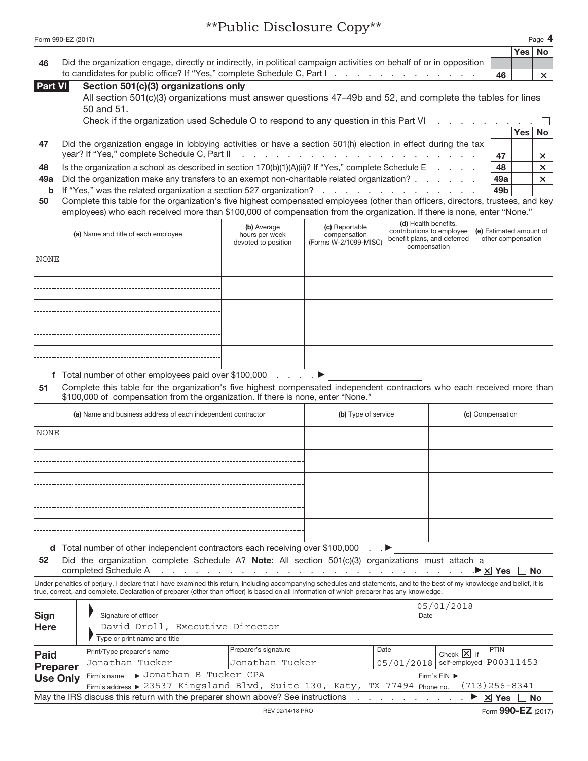**Public Disclosure Copy**

Form 990-EZ (2017)

| | | | Yes | No |
|---|---|---|---|---|
| 46 | Did the organization engage, directly or indirectly, in political campaign activities on behalf of or in opposition to candidates for public office? If "Yes," complete Schedule C, Part I | 46 | | × |

## Part VI Section 501(c)(3) organizations only

All section 501(c)(3) organizations must answer questions 47–49b and 52, and complete the tables for lines 50 and 51.

Check if the organization used Schedule O to respond to any question in this Part VI ☐

| | | | Yes | No |
|---|---|---|---|---|
| 47 | Did the organization engage in lobbying activities or have a section 501(h) election in effect during the tax year? If "Yes," complete Schedule C, Part II | 47 | | × |
| 48 | Is the organization a school as described in section 170(b)(1)(A)(ii)? If "Yes," complete Schedule E | 48 | | × |
| 49a | Did the organization make any transfers to an exempt non-charitable related organization? | 49a | | × |
| b | If "Yes," was the related organization a section 527 organization? | 49b | | |

**50** Complete this table for the organization's five highest compensated employees (other than officers, directors, trustees, and key employees) who each received more than $100,000 of compensation from the organization. If there is none, enter "None."

| (a) Name and title of each employee | (b) Average hours per week devoted to position | (c) Reportable compensation (Forms W-2/1099-MISC) | (d) Health benefits, contributions to employee benefit plans, and deferred compensation | (e) Estimated amount of other compensation |
|---|---|---|---|---|
| NONE | | | | |
| | | | | |
| | | | | |
| | | | | |
| | | | | |

**f** Total number of other employees paid over $100,000 ▶

**51** Complete this table for the organization's five highest compensated independent contractors who each received more than $100,000 of compensation from the organization. If there is none, enter "None."

| (a) Name and business address of each independent contractor | (b) Type of service | (c) Compensation |
|---|---|---|
| NONE | | |
| | | |
| | | |
| | | |
| | | |

**d** Total number of other independent contractors each receiving over $100,000 ▶

**52** Did the organization complete Schedule A? **Note:** All section 501(c)(3) organizations must attach a completed Schedule A ▶ ☒ Yes ☐ No

Under penalties of perjury, I declare that I have examined this return, including accompanying schedules and statements, and to the best of my knowledge and belief, it is true, correct, and complete. Declaration of preparer (other than officer) is based on all information of which preparer has any knowledge.

**Sign Here**

Signature of officer — Date: 05/01/2018

David Droll, Executive Director
Type or print name and title

**Paid Preparer Use Only**

| Print/Type preparer's name | Preparer's signature | Date | Check ☒ if self-employed | PTIN |
|---|---|---|---|---|
| Jonathan Tucker | Jonathan Tucker | 05/01/2018 | | P00311453 |

Firm's name ▶ Jonathan B Tucker CPA — Firm's EIN ▶

Firm's address ▶ 23537 Kingsland Blvd, Suite 130, Katy, TX 77494 — Phone no. (713)256-8341

May the IRS discuss this return with the preparer shown above? See instructions ▶ ☒ Yes ☐ No

REV 02/14/18 PRO

Form **990-EZ** (2017)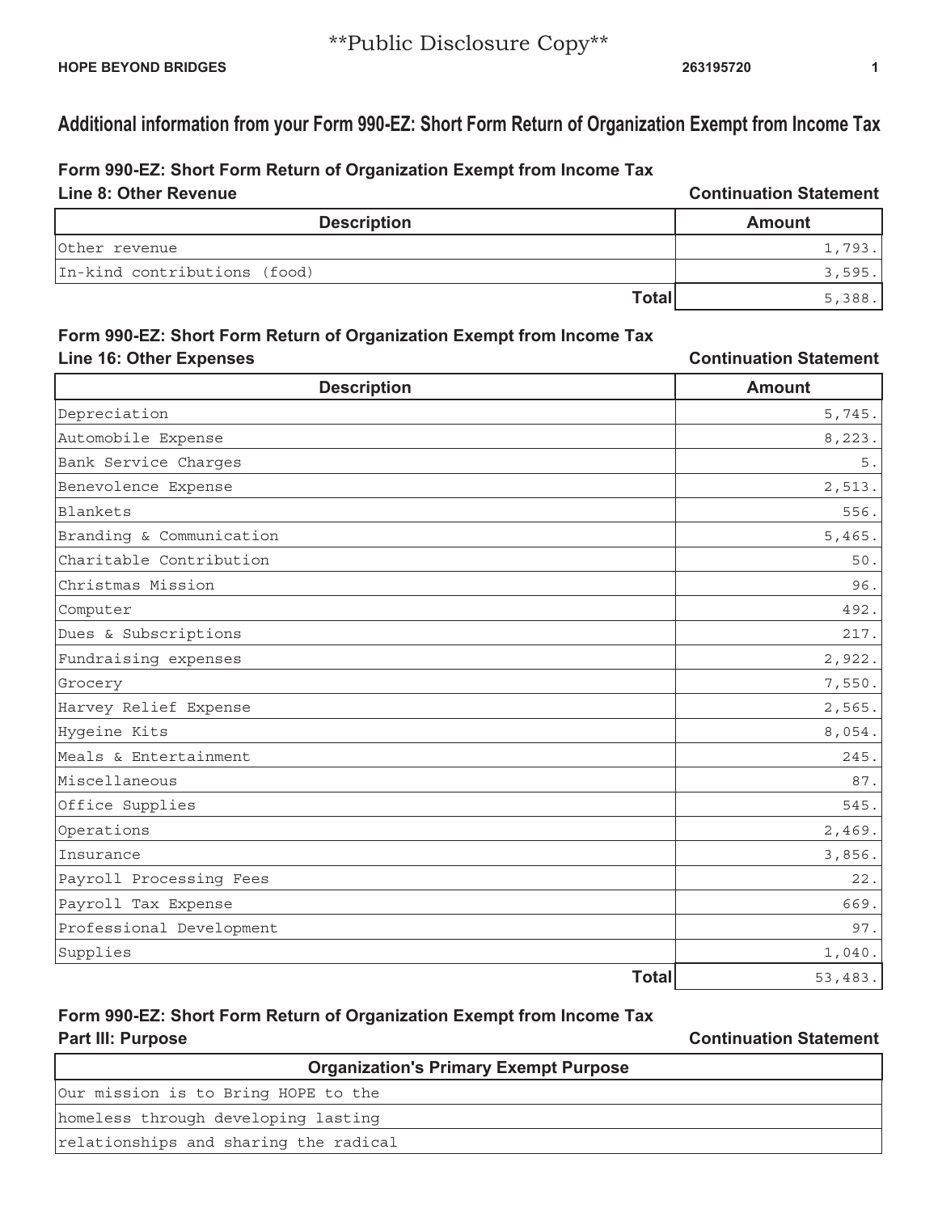**Public Disclosure Copy**

HOPE BEYOND BRIDGES 263195720

# Additional information from your Form 990-EZ: Short Form Return of Organization Exempt from Income Tax

## Form 990-EZ: Short Form Return of Organization Exempt from Income Tax

### Line 8: Other Revenue

**Continuation Statement**

| Description | Amount |
|---|---|
| Other revenue | 1,793. |
| In-kind contributions (food) | 3,595. |
| **Total** | 5,388. |

## Form 990-EZ: Short Form Return of Organization Exempt from Income Tax

### Line 16: Other Expenses

**Continuation Statement**

| Description | Amount |
|---|---|
| Depreciation | 5,745. |
| Automobile Expense | 8,223. |
| Bank Service Charges | 5. |
| Benevolence Expense | 2,513. |
| Blankets | 556. |
| Branding & Communication | 5,465. |
| Charitable Contribution | 50. |
| Christmas Mission | 96. |
| Computer | 492. |
| Dues & Subscriptions | 217. |
| Fundraising expenses | 2,922. |
| Grocery | 7,550. |
| Harvey Relief Expense | 2,565. |
| Hygeine Kits | 8,054. |
| Meals & Entertainment | 245. |
| Miscellaneous | 87. |
| Office Supplies | 545. |
| Operations | 2,469. |
| Insurance | 3,856. |
| Payroll Processing Fees | 22. |
| Payroll Tax Expense | 669. |
| Professional Development | 97. |
| Supplies | 1,040. |
| **Total** | 53,483. |

## Form 990-EZ: Short Form Return of Organization Exempt from Income Tax

### Part III: Purpose

**Continuation Statement**

| Organization's Primary Exempt Purpose |
|---|
| Our mission is to Bring HOPE to the |
| homeless through developing lasting |
| relationships and sharing the radical |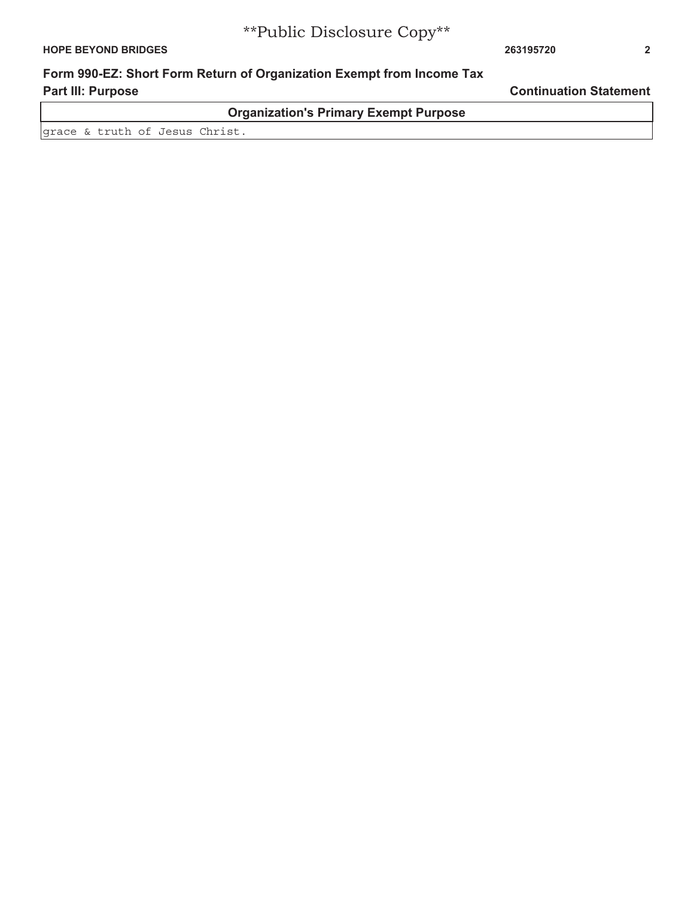**Public Disclosure Copy**

**HOPE BEYOND BRIDGES** 263195720

## Form 990-EZ: Short Form Return of Organization Exempt from Income Tax

**Part III: Purpose** **Continuation Statement**

| Organization's Primary Exempt Purpose |
|---|
| grace & truth of Jesus Christ. |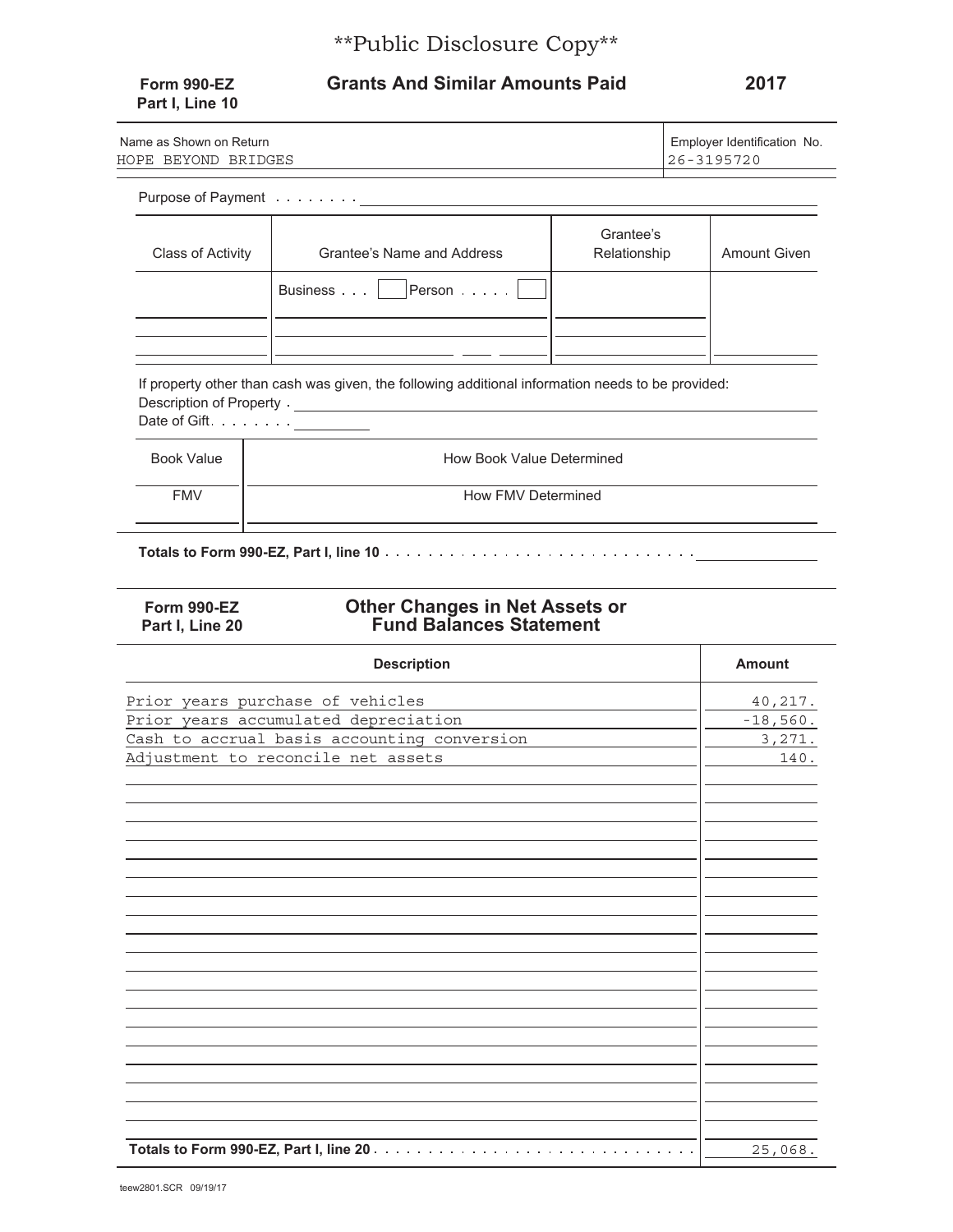\*\*Public Disclosure Copy\*\*

**Form 990-EZ Part I, Line 10** — **Grants And Similar Amounts Paid** — **2017**

| Name as Shown on Return | Employer Identification No. |
|---|---|
| HOPE BEYOND BRIDGES | 26-3195720 |

Purpose of Payment . . . . . . . .

| Class of Activity | Grantee's Name and Address | Grantee's Relationship | Amount Given |
|---|---|---|---|
| | Business . . . ☐ Person . . . . . ☐ | | |

If property other than cash was given, the following additional information needs to be provided:

Description of Property .

Date of Gift. . . . . . . .

| Book Value | How Book Value Determined |
|---|---|
| **FMV** | **How FMV Determined** |
| | |

**Totals to Form 990-EZ, Part I, line 10** . . . . . . . . . . . . . . . . . . . . . . . . . . . . .

**Form 990-EZ Part I, Line 20** — **Other Changes in Net Assets or Fund Balances Statement**

| Description | Amount |
|---|---|
| Prior years purchase of vehicles | 40,217. |
| Prior years accumulated depreciation | -18,560. |
| Cash to accrual basis accounting conversion | 3,271. |
| Adjustment to reconcile net assets | 140. |
| **Totals to Form 990-EZ, Part I, line 20** . . . . . . . . . . . . . . . . . . . . . . . . . . . . . | 25,068. |

teew2801.SCR 09/19/17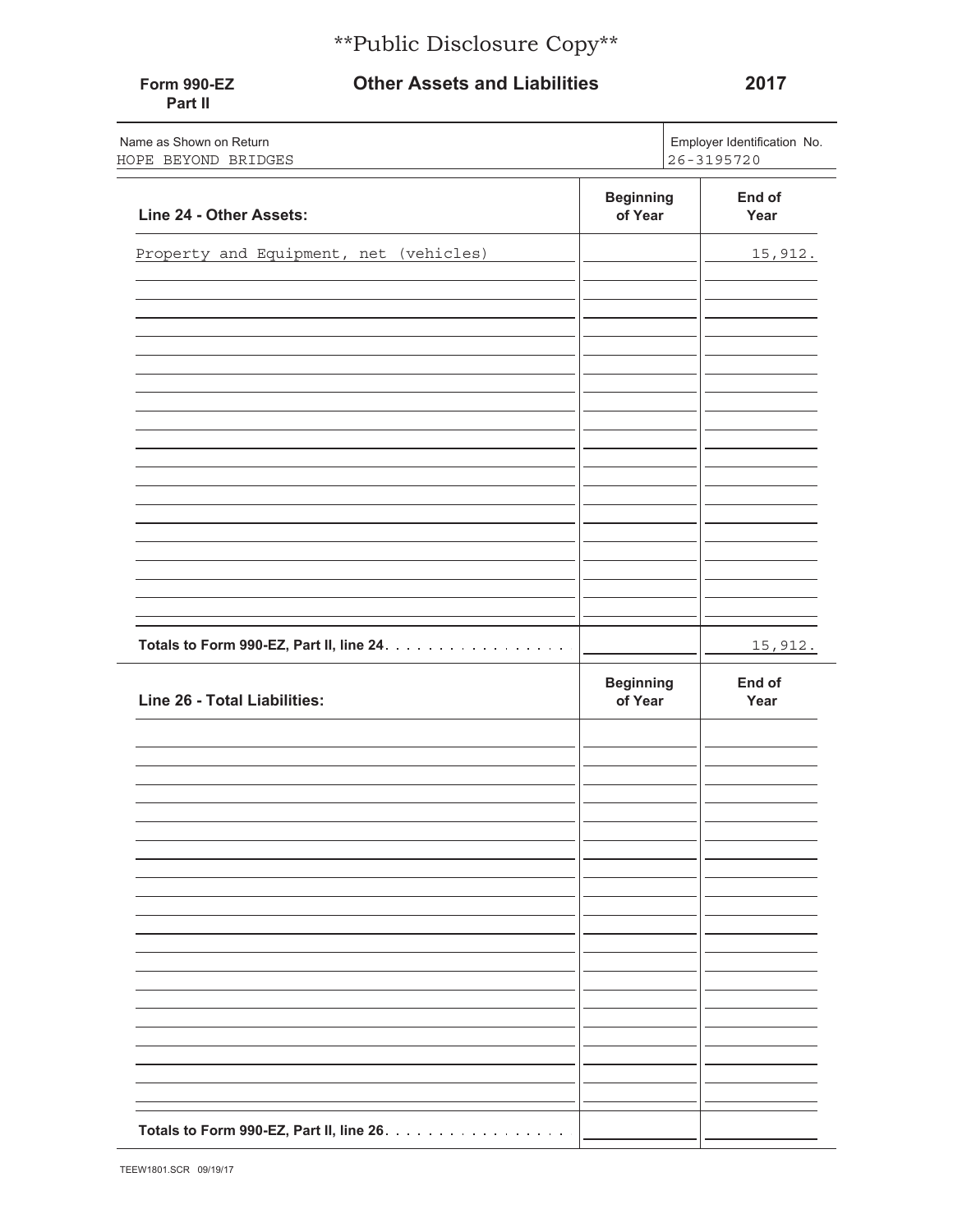**Public Disclosure Copy**

**Form 990-EZ Part II** — **Other Assets and Liabilities** — **2017**

| Name as Shown on Return | Employer Identification No. |
| --- | --- |
| HOPE BEYOND BRIDGES | 26-3195720 |

| Line 24 - Other Assets: | Beginning of Year | End of Year |
| --- | --- | --- |
| Property and Equipment, net (vehicles) | | 15,912. |
| **Totals to Form 990-EZ, Part II, line 24** | | 15,912. |

| Line 26 - Total Liabilities: | Beginning of Year | End of Year |
| --- | --- | --- |
| **Totals to Form 990-EZ, Part II, line 26** | | |

TEEW1801.SCR 09/19/17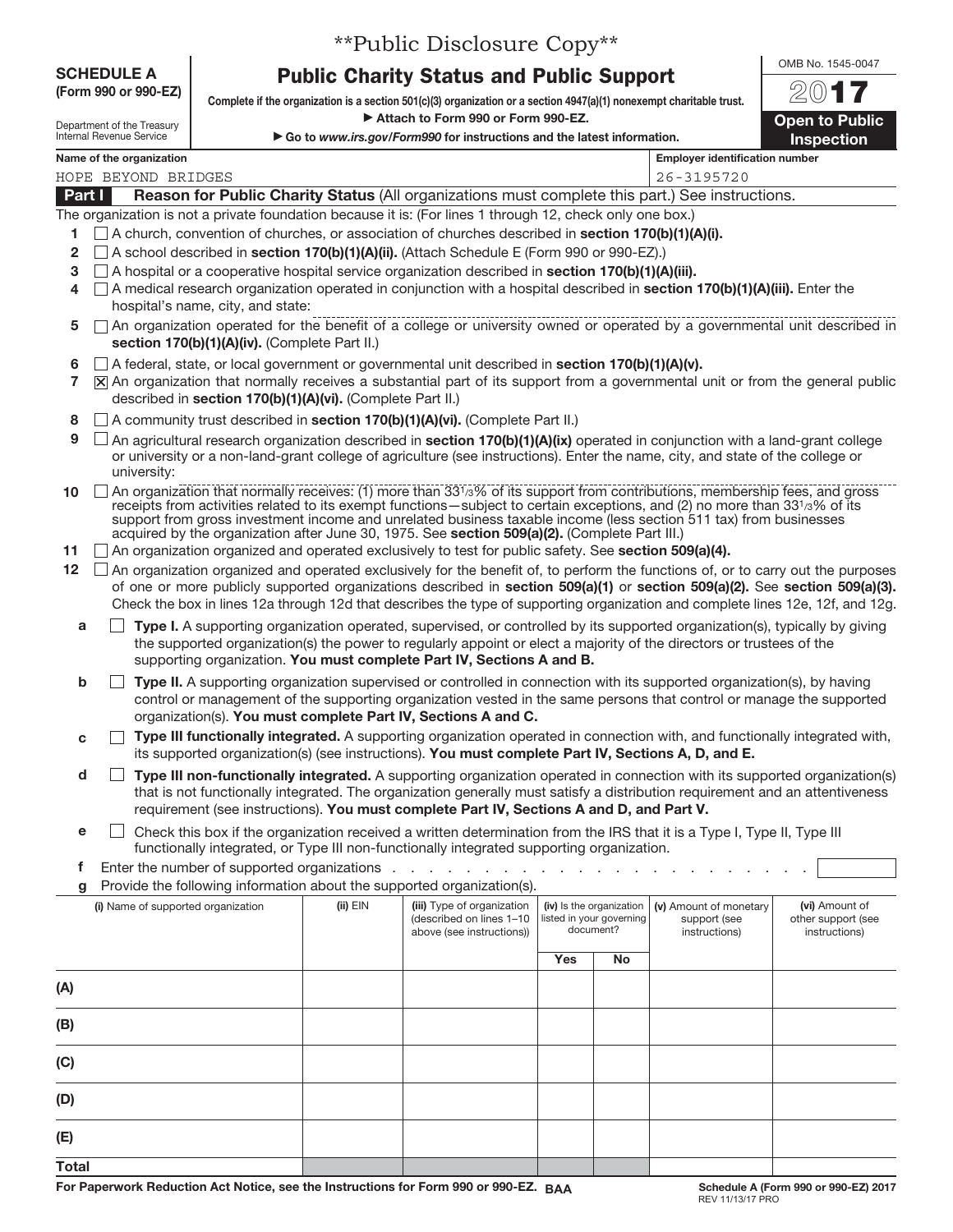**Public Disclosure Copy**

**SCHEDULE A**
**(Form 990 or 990-EZ)**

Department of the Treasury
Internal Revenue Service

# Public Charity Status and Public Support

**Complete if the organization is a section 501(c)(3) organization or a section 4947(a)(1) nonexempt charitable trust.**
**▶ Attach to Form 990 or Form 990-EZ.**
**▶ Go to *www.irs.gov/Form990* for instructions and the latest information.**

OMB No. 1545-0047
**2017**
**Open to Public Inspection**

| Name of the organization | Employer identification number |
|---|---|
| HOPE BEYOND BRIDGES | 26-3195720 |

**Part I** **Reason for Public Charity Status** (All organizations must complete this part.) See instructions.

The organization is not a private foundation because it is: (For lines 1 through 12, check only one box.)

1. ☐ A church, convention of churches, or association of churches described in **section 170(b)(1)(A)(i).**
2. ☐ A school described in **section 170(b)(1)(A)(ii).** (Attach Schedule E (Form 990 or 990-EZ).)
3. ☐ A hospital or a cooperative hospital service organization described in **section 170(b)(1)(A)(iii).**
4. ☐ A medical research organization operated in conjunction with a hospital described in **section 170(b)(1)(A)(iii).** Enter the hospital's name, city, and state:
5. ☐ An organization operated for the benefit of a college or university owned or operated by a governmental unit described in **section 170(b)(1)(A)(iv).** (Complete Part II.)
6. ☐ A federal, state, or local government or governmental unit described in **section 170(b)(1)(A)(v).**
7. ☒ An organization that normally receives a substantial part of its support from a governmental unit or from the general public described in **section 170(b)(1)(A)(vi).** (Complete Part II.)
8. ☐ A community trust described in **section 170(b)(1)(A)(vi).** (Complete Part II.)
9. ☐ An agricultural research organization described in **section 170(b)(1)(A)(ix)** operated in conjunction with a land-grant college or university or a non-land-grant college of agriculture (see instructions). Enter the name, city, and state of the college or university:
10. ☐ An organization that normally receives: (1) more than 33 1/3% of its support from contributions, membership fees, and gross receipts from activities related to its exempt functions—subject to certain exceptions, and (2) no more than 33 1/3% of its support from gross investment income and unrelated business taxable income (less section 511 tax) from businesses acquired by the organization after June 30, 1975. See **section 509(a)(2).** (Complete Part III.)
11. ☐ An organization organized and operated exclusively to test for public safety. See **section 509(a)(4).**
12. ☐ An organization organized and operated exclusively for the benefit of, to perform the functions of, or to carry out the purposes of one or more publicly supported organizations described in **section 509(a)(1)** or **section 509(a)(2).** See **section 509(a)(3).** Check the box in lines 12a through 12d that describes the type of supporting organization and complete lines 12e, 12f, and 12g.
   - **a** ☐ **Type I.** A supporting organization operated, supervised, or controlled by its supported organization(s), typically by giving the supported organization(s) the power to regularly appoint or elect a majority of the directors or trustees of the supporting organization. **You must complete Part IV, Sections A and B.**
   - **b** ☐ **Type II.** A supporting organization supervised or controlled in connection with its supported organization(s), by having control or management of the supporting organization vested in the same persons that control or manage the supported organization(s). **You must complete Part IV, Sections A and C.**
   - **c** ☐ **Type III functionally integrated.** A supporting organization operated in connection with, and functionally integrated with, its supported organization(s) (see instructions). **You must complete Part IV, Sections A, D, and E.**
   - **d** ☐ **Type III non-functionally integrated.** A supporting organization operated in connection with its supported organization(s) that is not functionally integrated. The organization generally must satisfy a distribution requirement and an attentiveness requirement (see instructions). **You must complete Part IV, Sections A and D, and Part V.**
   - **e** ☐ Check this box if the organization received a written determination from the IRS that it is a Type I, Type II, Type III functionally integrated, or Type III non-functionally integrated supporting organization.
   - **f** Enter the number of supported organizations
   - **g** Provide the following information about the supported organization(s).

| (i) Name of supported organization | (ii) EIN | (iii) Type of organization (described on lines 1–10 above (see instructions)) | (iv) Is the organization listed in your governing document? | | (v) Amount of monetary support (see instructions) | (vi) Amount of other support (see instructions) |
|---|---|---|---|---|---|---|
| | | | Yes | No | | |
| (A) | | | | | | |
| (B) | | | | | | |
| (C) | | | | | | |
| (D) | | | | | | |
| (E) | | | | | | |
| Total | | | | | | |

**For Paperwork Reduction Act Notice, see the Instructions for Form 990 or 990-EZ.** BAA

**Schedule A (Form 990 or 990-EZ) 2017**
REV 11/13/17 PRO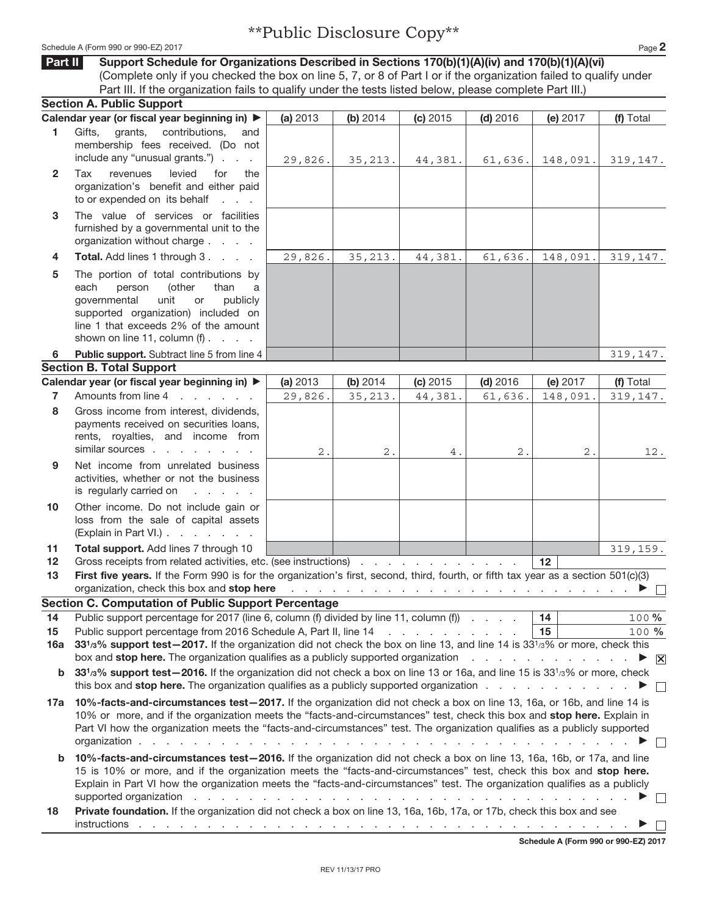**Public Disclosure Copy**

## Part II Support Schedule for Organizations Described in Sections 170(b)(1)(A)(iv) and 170(b)(1)(A)(vi)

(Complete only if you checked the box on line 5, 7, or 8 of Part I or if the organization failed to qualify under Part III. If the organization fails to qualify under the tests listed below, please complete Part III.)

### Section A. Public Support

| | Calendar year (or fiscal year beginning in) ▶ | (a) 2013 | (b) 2014 | (c) 2015 | (d) 2016 | (e) 2017 | (f) Total |
|---|---|---|---|---|---|---|---|
| 1 | Gifts, grants, contributions, and membership fees received. (Do not include any "unusual grants.") | 29,826. | 35,213. | 44,381. | 61,636. | 148,091. | 319,147. |
| 2 | Tax revenues levied for the organization's benefit and either paid to or expended on its behalf | | | | | | |
| 3 | The value of services or facilities furnished by a governmental unit to the organization without charge | | | | | | |
| 4 | **Total.** Add lines 1 through 3 | 29,826. | 35,213. | 44,381. | 61,636. | 148,091. | 319,147. |
| 5 | The portion of total contributions by each person (other than a governmental unit or publicly supported organization) included on line 1 that exceeds 2% of the amount shown on line 11, column (f) | | | | | | |
| 6 | **Public support.** Subtract line 5 from line 4 | | | | | | 319,147. |

### Section B. Total Support

| | Calendar year (or fiscal year beginning in) ▶ | (a) 2013 | (b) 2014 | (c) 2015 | (d) 2016 | (e) 2017 | (f) Total |
|---|---|---|---|---|---|---|---|
| 7 | Amounts from line 4 | 29,826. | 35,213. | 44,381. | 61,636. | 148,091. | 319,147. |
| 8 | Gross income from interest, dividends, payments received on securities loans, rents, royalties, and income from similar sources | 2. | 2. | 4. | 2. | 2. | 12. |
| 9 | Net income from unrelated business activities, whether or not the business is regularly carried on | | | | | | |
| 10 | Other income. Do not include gain or loss from the sale of capital assets (Explain in Part VI.) | | | | | | |
| 11 | **Total support.** Add lines 7 through 10 | | | | | | 319,159. |

12 Gross receipts from related activities, etc. (see instructions) — 12

13 **First five years.** If the Form 990 is for the organization's first, second, third, fourth, or fifth tax year as a section 501(c)(3) organization, check this box and **stop here** ▶ ☐

### Section C. Computation of Public Support Percentage

14 Public support percentage for 2017 (line 6, column (f) divided by line 11, column (f)) — 14 — 100 %

15 Public support percentage from 2016 Schedule A, Part II, line 14 — 15 — 100 %

16a **33 1/3% support test—2017.** If the organization did not check the box on line 13, and line 14 is 33 1/3% or more, check this box and **stop here.** The organization qualifies as a publicly supported organization ▶ ☒

b **33 1/3% support test—2016.** If the organization did not check a box on line 13 or 16a, and line 15 is 33 1/3% or more, check this box and **stop here.** The organization qualifies as a publicly supported organization ▶ ☐

17a **10%-facts-and-circumstances test—2017.** If the organization did not check a box on line 13, 16a, or 16b, and line 14 is 10% or more, and if the organization meets the "facts-and-circumstances" test, check this box and **stop here.** Explain in Part VI how the organization meets the "facts-and-circumstances" test. The organization qualifies as a publicly supported organization ▶ ☐

b **10%-facts-and-circumstances test—2016.** If the organization did not check a box on line 13, 16a, 16b, or 17a, and line 15 is 10% or more, and if the organization meets the "facts-and-circumstances" test, check this box and **stop here.** Explain in Part VI how the organization meets the "facts-and-circumstances" test. The organization qualifies as a publicly supported organization ▶ ☐

18 **Private foundation.** If the organization did not check a box on line 13, 16a, 16b, 17a, or 17b, check this box and see instructions ▶ ☐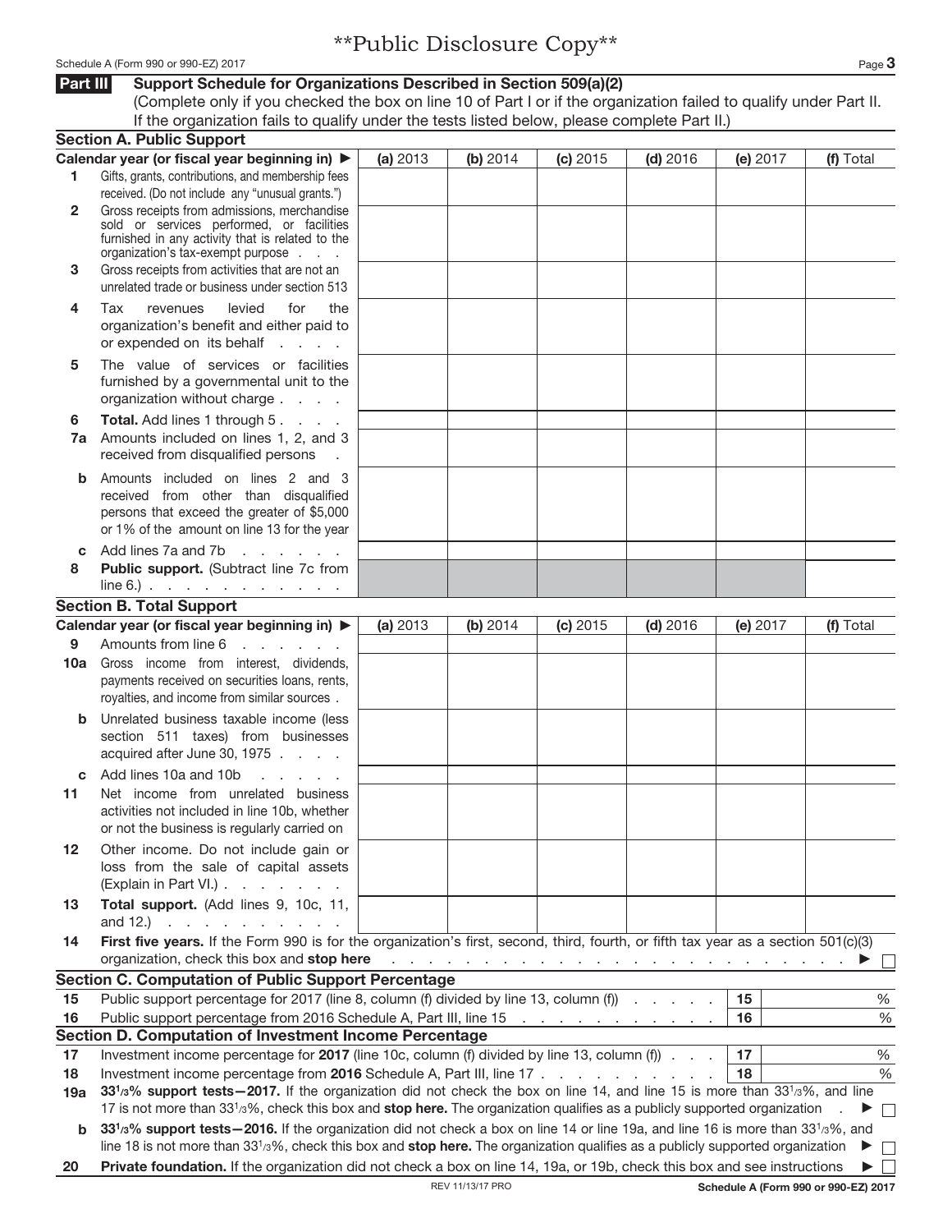**Public Disclosure Copy**

Schedule A (Form 990 or 990-EZ) 2017

## Part III Support Schedule for Organizations Described in Section 509(a)(2)

(Complete only if you checked the box on line 10 of Part I or if the organization failed to qualify under Part II. If the organization fails to qualify under the tests listed below, please complete Part II.)

### Section A. Public Support

| Calendar year (or fiscal year beginning in) ▶ | (a) 2013 | (b) 2014 | (c) 2015 | (d) 2016 | (e) 2017 | (f) Total |
|---|---|---|---|---|---|---|
| **1** Gifts, grants, contributions, and membership fees received. (Do not include any "unusual grants.") | | | | | | |
| **2** Gross receipts from admissions, merchandise sold or services performed, or facilities furnished in any activity that is related to the organization's tax-exempt purpose | | | | | | |
| **3** Gross receipts from activities that are not an unrelated trade or business under section 513 | | | | | | |
| **4** Tax revenues levied for the organization's benefit and either paid to or expended on its behalf | | | | | | |
| **5** The value of services or facilities furnished by a governmental unit to the organization without charge | | | | | | |
| **6** **Total.** Add lines 1 through 5 | | | | | | |
| **7a** Amounts included on lines 1, 2, and 3 received from disqualified persons | | | | | | |
| **b** Amounts included on lines 2 and 3 received from other than disqualified persons that exceed the greater of $5,000 or 1% of the amount on line 13 for the year | | | | | | |
| **c** Add lines 7a and 7b | | | | | | |
| **8** **Public support.** (Subtract line 7c from line 6.) | | | | | | |

### Section B. Total Support

| Calendar year (or fiscal year beginning in) ▶ | (a) 2013 | (b) 2014 | (c) 2015 | (d) 2016 | (e) 2017 | (f) Total |
|---|---|---|---|---|---|---|
| **9** Amounts from line 6 | | | | | | |
| **10a** Gross income from interest, dividends, payments received on securities loans, rents, royalties, and income from similar sources | | | | | | |
| **b** Unrelated business taxable income (less section 511 taxes) from businesses acquired after June 30, 1975 | | | | | | |
| **c** Add lines 10a and 10b | | | | | | |
| **11** Net income from unrelated business activities not included in line 10b, whether or not the business is regularly carried on | | | | | | |
| **12** Other income. Do not include gain or loss from the sale of capital assets (Explain in Part VI.) | | | | | | |
| **13** **Total support.** (Add lines 9, 10c, 11, and 12.) | | | | | | |

**14** **First five years.** If the Form 990 is for the organization's first, second, third, fourth, or fifth tax year as a section 501(c)(3) organization, check this box and **stop here** ▶ ☐

### Section C. Computation of Public Support Percentage

| | | | |
|---|---|---|---|
| **15** | Public support percentage for 2017 (line 8, column (f) divided by line 13, column (f)) | 15 | % |
| **16** | Public support percentage from 2016 Schedule A, Part III, line 15 | 16 | % |

### Section D. Computation of Investment Income Percentage

| | | | |
|---|---|---|---|
| **17** | Investment income percentage for **2017** (line 10c, column (f) divided by line 13, column (f)) | 17 | % |
| **18** | Investment income percentage from **2016** Schedule A, Part III, line 17 | 18 | % |

**19a** **33 1/3% support tests—2017.** If the organization did not check the box on line 14, and line 15 is more than 33 1/3%, and line 17 is not more than 33 1/3%, check this box and **stop here.** The organization qualifies as a publicly supported organization ▶ ☐

**b** **33 1/3% support tests—2016.** If the organization did not check a box on line 14 or line 19a, and line 16 is more than 33 1/3%, and line 18 is not more than 33 1/3%, check this box and **stop here.** The organization qualifies as a publicly supported organization ▶ ☐

**20** **Private foundation.** If the organization did not check a box on line 14, 19a, or 19b, check this box and see instructions ▶ ☐

REV 11/13/17 PRO

Schedule A (Form 990 or 990-EZ) 2017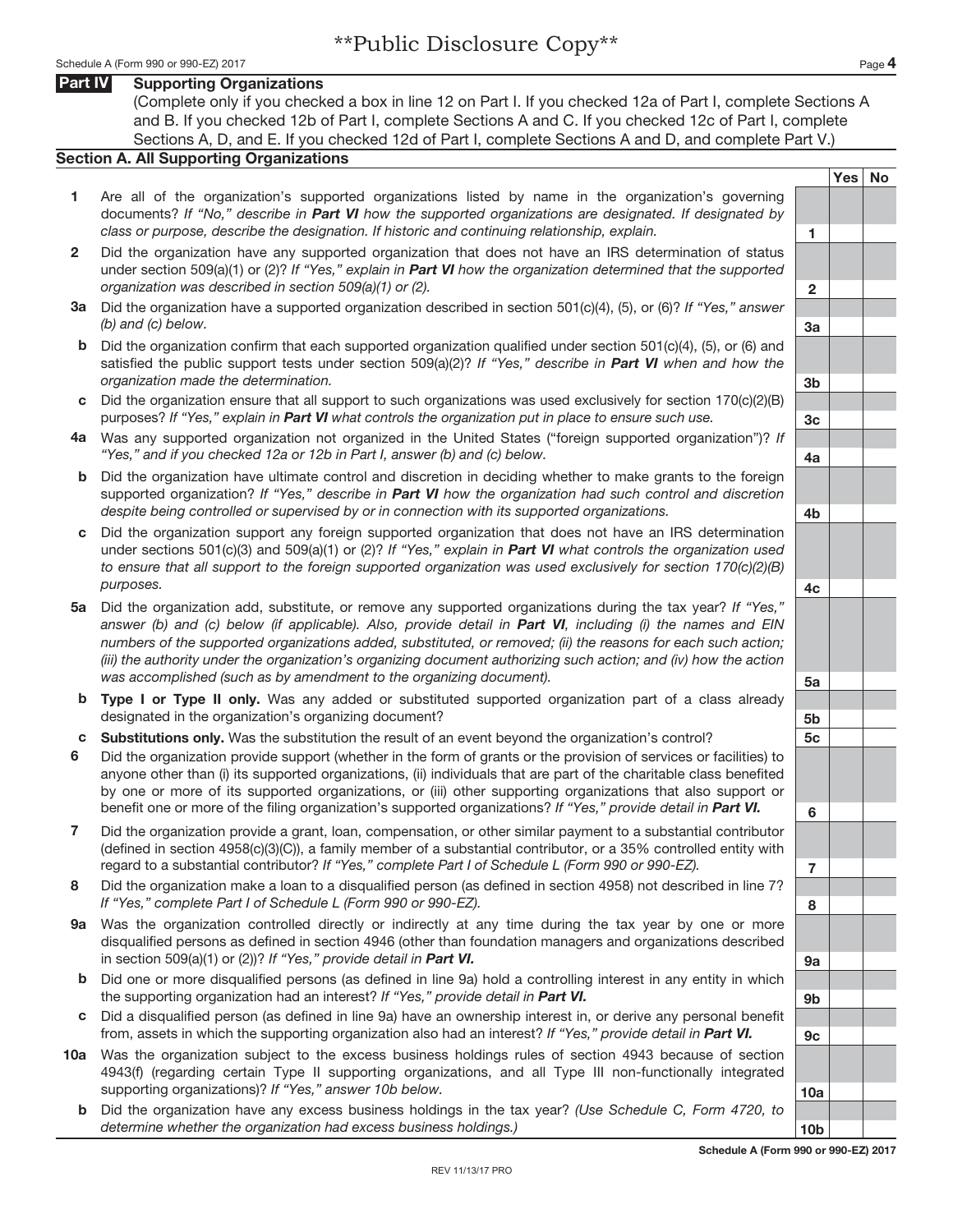\*\*Public Disclosure Copy\*\*

## Part IV Supporting Organizations

(Complete only if you checked a box in line 12 on Part I. If you checked 12a of Part I, complete Sections A and B. If you checked 12b of Part I, complete Sections A and C. If you checked 12c of Part I, complete Sections A, D, and E. If you checked 12d of Part I, complete Sections A and D, and complete Part V.)

### Section A. All Supporting Organizations

| | | | Yes | No |
|---|---|---|---|---|
| **1** | Are all of the organization's supported organizations listed by name in the organization's governing documents? *If "No," describe in **Part VI** how the supported organizations are designated. If designated by class or purpose, describe the designation. If historic and continuing relationship, explain.* | 1 | | |
| **2** | Did the organization have any supported organization that does not have an IRS determination of status under section 509(a)(1) or (2)? *If "Yes," explain in **Part VI** how the organization determined that the supported organization was described in section 509(a)(1) or (2).* | 2 | | |
| **3a** | Did the organization have a supported organization described in section 501(c)(4), (5), or (6)? *If "Yes," answer (b) and (c) below.* | 3a | | |
| **b** | Did the organization confirm that each supported organization qualified under section 501(c)(4), (5), or (6) and satisfied the public support tests under section 509(a)(2)? *If "Yes," describe in **Part VI** when and how the organization made the determination.* | 3b | | |
| **c** | Did the organization ensure that all support to such organizations was used exclusively for section 170(c)(2)(B) purposes? *If "Yes," explain in **Part VI** what controls the organization put in place to ensure such use.* | 3c | | |
| **4a** | Was any supported organization not organized in the United States ("foreign supported organization")? *If "Yes," and if you checked 12a or 12b in Part I, answer (b) and (c) below.* | 4a | | |
| **b** | Did the organization have ultimate control and discretion in deciding whether to make grants to the foreign supported organization? *If "Yes," describe in **Part VI** how the organization had such control and discretion despite being controlled or supervised by or in connection with its supported organizations.* | 4b | | |
| **c** | Did the organization support any foreign supported organization that does not have an IRS determination under sections 501(c)(3) and 509(a)(1) or (2)? *If "Yes," explain in **Part VI** what controls the organization used to ensure that all support to the foreign supported organization was used exclusively for section 170(c)(2)(B) purposes.* | 4c | | |
| **5a** | Did the organization add, substitute, or remove any supported organizations during the tax year? *If "Yes," answer (b) and (c) below (if applicable). Also, provide detail in **Part VI**, including (i) the names and EIN numbers of the supported organizations added, substituted, or removed; (ii) the reasons for each such action; (iii) the authority under the organization's organizing document authorizing such action; and (iv) how the action was accomplished (such as by amendment to the organizing document).* | 5a | | |
| **b** | **Type I or Type II only.** Was any added or substituted supported organization part of a class already designated in the organization's organizing document? | 5b | | |
| **c** | **Substitutions only.** Was the substitution the result of an event beyond the organization's control? | 5c | | |
| **6** | Did the organization provide support (whether in the form of grants or the provision of services or facilities) to anyone other than (i) its supported organizations, (ii) individuals that are part of the charitable class benefited by one or more of its supported organizations, or (iii) other supporting organizations that also support or benefit one or more of the filing organization's supported organizations? *If "Yes," provide detail in **Part VI.*** | 6 | | |
| **7** | Did the organization provide a grant, loan, compensation, or other similar payment to a substantial contributor (defined in section 4958(c)(3)(C)), a family member of a substantial contributor, or a 35% controlled entity with regard to a substantial contributor? *If "Yes," complete Part I of Schedule L (Form 990 or 990-EZ).* | 7 | | |
| **8** | Did the organization make a loan to a disqualified person (as defined in section 4958) not described in line 7? *If "Yes," complete Part I of Schedule L (Form 990 or 990-EZ).* | 8 | | |
| **9a** | Was the organization controlled directly or indirectly at any time during the tax year by one or more disqualified persons as defined in section 4946 (other than foundation managers and organizations described in section 509(a)(1) or (2))? *If "Yes," provide detail in **Part VI.*** | 9a | | |
| **b** | Did one or more disqualified persons (as defined in line 9a) hold a controlling interest in any entity in which the supporting organization had an interest? *If "Yes," provide detail in **Part VI.*** | 9b | | |
| **c** | Did a disqualified person (as defined in line 9a) have an ownership interest in, or derive any personal benefit from, assets in which the supporting organization also had an interest? *If "Yes," provide detail in **Part VI.*** | 9c | | |
| **10a** | Was the organization subject to the excess business holdings rules of section 4943 because of section 4943(f) (regarding certain Type II supporting organizations, and all Type III non-functionally integrated supporting organizations)? *If "Yes," answer 10b below.* | 10a | | |
| **b** | Did the organization have any excess business holdings in the tax year? *(Use Schedule C, Form 4720, to determine whether the organization had excess business holdings.)* | 10b | | |

**Schedule A (Form 990 or 990-EZ) 2017**

REV 11/13/17 PRO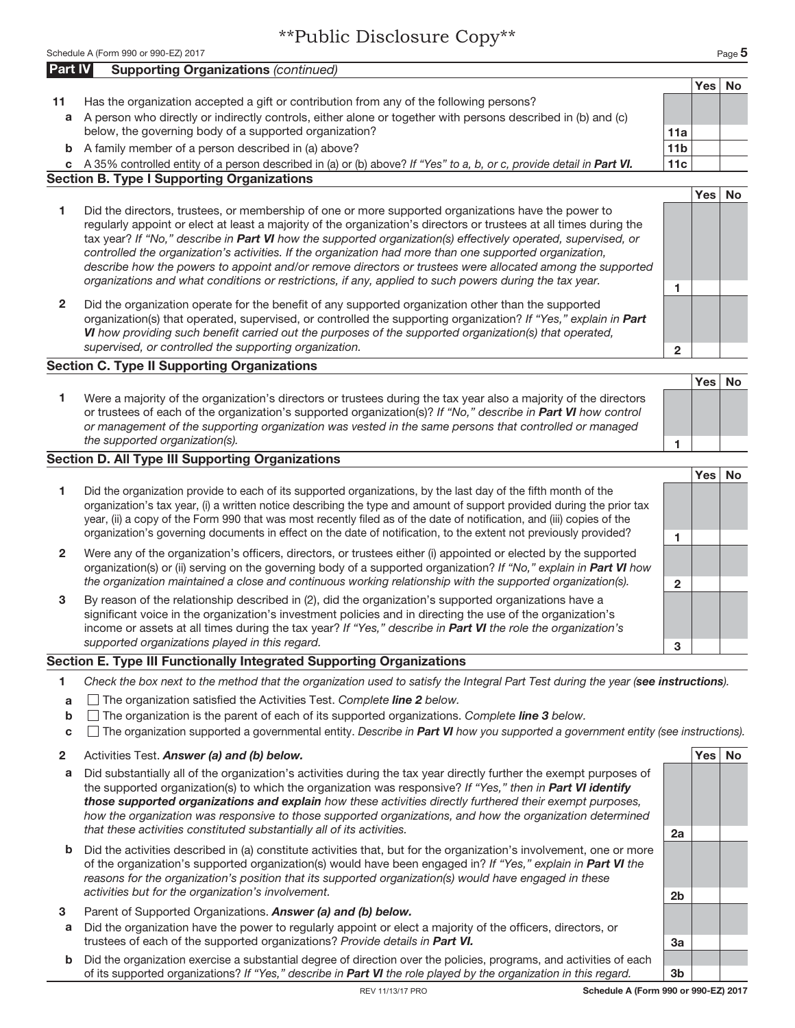**Public Disclosure Copy**

## Part IV Supporting Organizations *(continued)*

| | | | Yes | No |
|---|---|---|---|---|
| **11** | Has the organization accepted a gift or contribution from any of the following persons? | | | |
| **a** | A person who directly or indirectly controls, either alone or together with persons described in (b) and (c) below, the governing body of a supported organization? | **11a** | | |
| **b** | A family member of a person described in (a) above? | **11b** | | |
| **c** | A 35% controlled entity of a person described in (a) or (b) above? *If "Yes" to a, b, or c, provide detail in* ***Part VI.*** | **11c** | | |

### Section B. Type I Supporting Organizations

| | | | Yes | No |
|---|---|---|---|---|
| **1** | Did the directors, trustees, or membership of one or more supported organizations have the power to regularly appoint or elect at least a majority of the organization's directors or trustees at all times during the tax year? *If "No," describe in* ***Part VI*** *how the supported organization(s) effectively operated, supervised, or controlled the organization's activities. If the organization had more than one supported organization, describe how the powers to appoint and/or remove directors or trustees were allocated among the supported organizations and what conditions or restrictions, if any, applied to such powers during the tax year.* | **1** | | |
| **2** | Did the organization operate for the benefit of any supported organization other than the supported organization(s) that operated, supervised, or controlled the supporting organization? *If "Yes," explain in* ***Part VI*** *how providing such benefit carried out the purposes of the supported organization(s) that operated, supervised, or controlled the supporting organization.* | **2** | | |

### Section C. Type II Supporting Organizations

| | | | Yes | No |
|---|---|---|---|---|
| **1** | Were a majority of the organization's directors or trustees during the tax year also a majority of the directors or trustees of each of the organization's supported organization(s)? *If "No," describe in* ***Part VI*** *how control or management of the supporting organization was vested in the same persons that controlled or managed the supported organization(s).* | **1** | | |

### Section D. All Type III Supporting Organizations

| | | | Yes | No |
|---|---|---|---|---|
| **1** | Did the organization provide to each of its supported organizations, by the last day of the fifth month of the organization's tax year, (i) a written notice describing the type and amount of support provided during the prior tax year, (ii) a copy of the Form 990 that was most recently filed as of the date of notification, and (iii) copies of the organization's governing documents in effect on the date of notification, to the extent not previously provided? | **1** | | |
| **2** | Were any of the organization's officers, directors, or trustees either (i) appointed or elected by the supported organization(s) or (ii) serving on the governing body of a supported organization? *If "No," explain in* ***Part VI*** *how the organization maintained a close and continuous working relationship with the supported organization(s).* | **2** | | |
| **3** | By reason of the relationship described in (2), did the organization's supported organizations have a significant voice in the organization's investment policies and in directing the use of the organization's income or assets at all times during the tax year? *If "Yes," describe in* ***Part VI*** *the role the organization's supported organizations played in this regard.* | **3** | | |

### Section E. Type III Functionally Integrated Supporting Organizations

**1** *Check the box next to the method that the organization used to satisfy the Integral Part Test during the year (****see instructions****).*

- **a** ☐ The organization satisfied the Activities Test. *Complete* ***line 2*** *below.*
- **b** ☐ The organization is the parent of each of its supported organizations. *Complete* ***line 3*** *below.*
- **c** ☐ The organization supported a governmental entity. *Describe in* ***Part VI*** *how you supported a government entity (see instructions).*

| | | | Yes | No |
|---|---|---|---|---|
| **2** | Activities Test. ***Answer (a) and (b) below.*** | | | |
| **a** | Did substantially all of the organization's activities during the tax year directly further the exempt purposes of the supported organization(s) to which the organization was responsive? *If "Yes," then in* ***Part VI identify those supported organizations and explain*** *how these activities directly furthered their exempt purposes, how the organization was responsive to those supported organizations, and how the organization determined that these activities constituted substantially all of its activities.* | **2a** | | |
| **b** | Did the activities described in (a) constitute activities that, but for the organization's involvement, one or more of the organization's supported organization(s) would have been engaged in? *If "Yes," explain in* ***Part VI*** *the reasons for the organization's position that its supported organization(s) would have engaged in these activities but for the organization's involvement.* | **2b** | | |
| **3** | Parent of Supported Organizations. ***Answer (a) and (b) below.*** | | | |
| **a** | Did the organization have the power to regularly appoint or elect a majority of the officers, directors, or trustees of each of the supported organizations? *Provide details in* ***Part VI.*** | **3a** | | |
| **b** | Did the organization exercise a substantial degree of direction over the policies, programs, and activities of each of its supported organizations? *If "Yes," describe in* ***Part VI*** *the role played by the organization in this regard.* | **3b** | | |

REV 11/13/17 PRO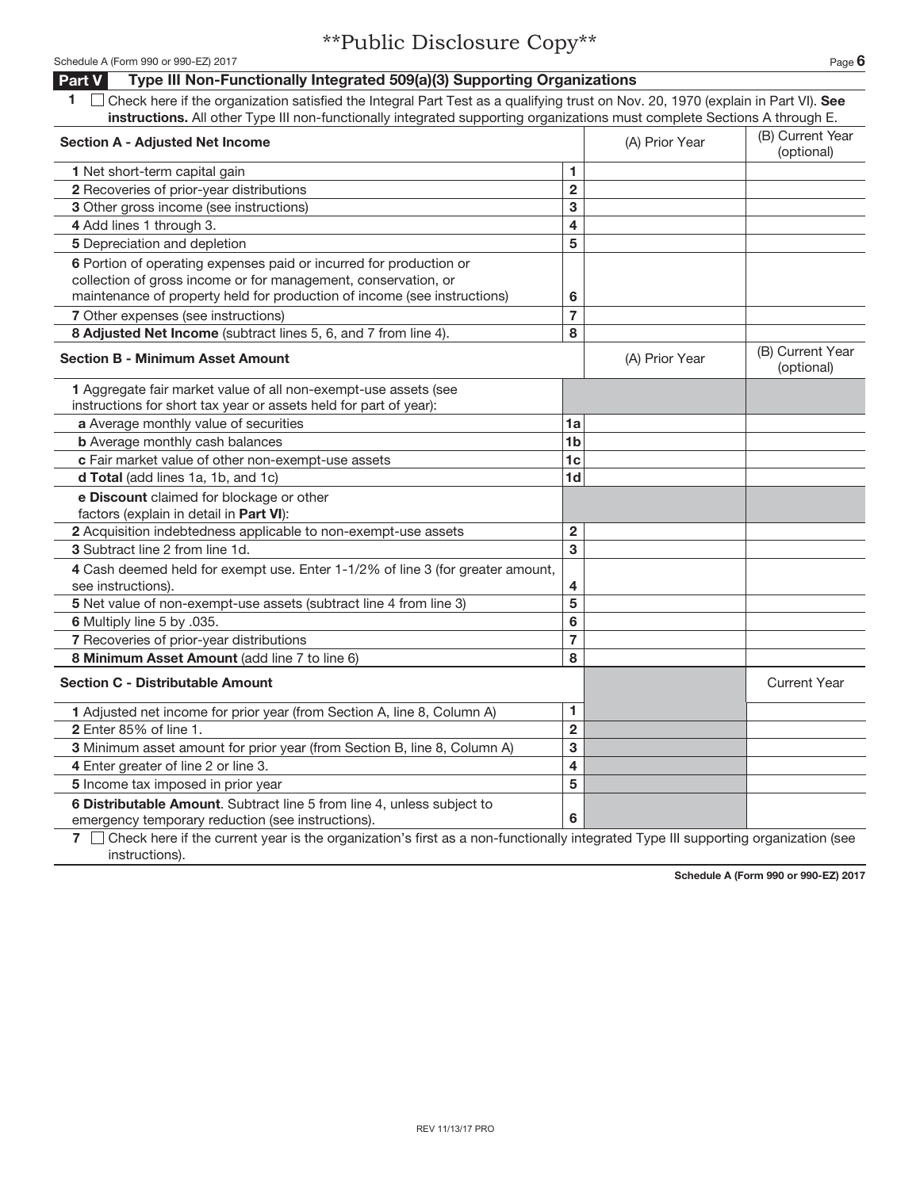**Public Disclosure Copy**

## Part V Type III Non-Functionally Integrated 509(a)(3) Supporting Organizations

**1** ☐ Check here if the organization satisfied the Integral Part Test as a qualifying trust on Nov. 20, 1970 (explain in Part VI). **See instructions.** All other Type III non-functionally integrated supporting organizations must complete Sections A through E.

| **Section A - Adjusted Net Income** | | (A) Prior Year | (B) Current Year (optional) |
|---|---|---|---|
| **1** Net short-term capital gain | 1 | | |
| **2** Recoveries of prior-year distributions | 2 | | |
| **3** Other gross income (see instructions) | 3 | | |
| **4** Add lines 1 through 3. | 4 | | |
| **5** Depreciation and depletion | 5 | | |
| **6** Portion of operating expenses paid or incurred for production or collection of gross income or for management, conservation, or maintenance of property held for production of income (see instructions) | 6 | | |
| **7** Other expenses (see instructions) | 7 | | |
| **8 Adjusted Net Income** (subtract lines 5, 6, and 7 from line 4). | 8 | | |

| **Section B - Minimum Asset Amount** | | (A) Prior Year | (B) Current Year (optional) |
|---|---|---|---|
| **1** Aggregate fair market value of all non-exempt-use assets (see instructions for short tax year or assets held for part of year): | | | |
| **a** Average monthly value of securities | 1a | | |
| **b** Average monthly cash balances | 1b | | |
| **c** Fair market value of other non-exempt-use assets | 1c | | |
| **d Total** (add lines 1a, 1b, and 1c) | 1d | | |
| **e Discount** claimed for blockage or other factors (explain in detail in **Part VI**): | | | |
| **2** Acquisition indebtedness applicable to non-exempt-use assets | 2 | | |
| **3** Subtract line 2 from line 1d. | 3 | | |
| **4** Cash deemed held for exempt use. Enter 1-1/2% of line 3 (for greater amount, see instructions). | 4 | | |
| **5** Net value of non-exempt-use assets (subtract line 4 from line 3) | 5 | | |
| **6** Multiply line 5 by .035. | 6 | | |
| **7** Recoveries of prior-year distributions | 7 | | |
| **8 Minimum Asset Amount** (add line 7 to line 6) | 8 | | |

| **Section C - Distributable Amount** | | | Current Year |
|---|---|---|---|
| **1** Adjusted net income for prior year (from Section A, line 8, Column A) | 1 | | |
| **2** Enter 85% of line 1. | 2 | | |
| **3** Minimum asset amount for prior year (from Section B, line 8, Column A) | 3 | | |
| **4** Enter greater of line 2 or line 3. | 4 | | |
| **5** Income tax imposed in prior year | 5 | | |
| **6 Distributable Amount**. Subtract line 5 from line 4, unless subject to emergency temporary reduction (see instructions). | 6 | | |

**7** ☐ Check here if the current year is the organization's first as a non-functionally integrated Type III supporting organization (see instructions).

**Schedule A (Form 990 or 990-EZ) 2017**

REV 11/13/17 PRO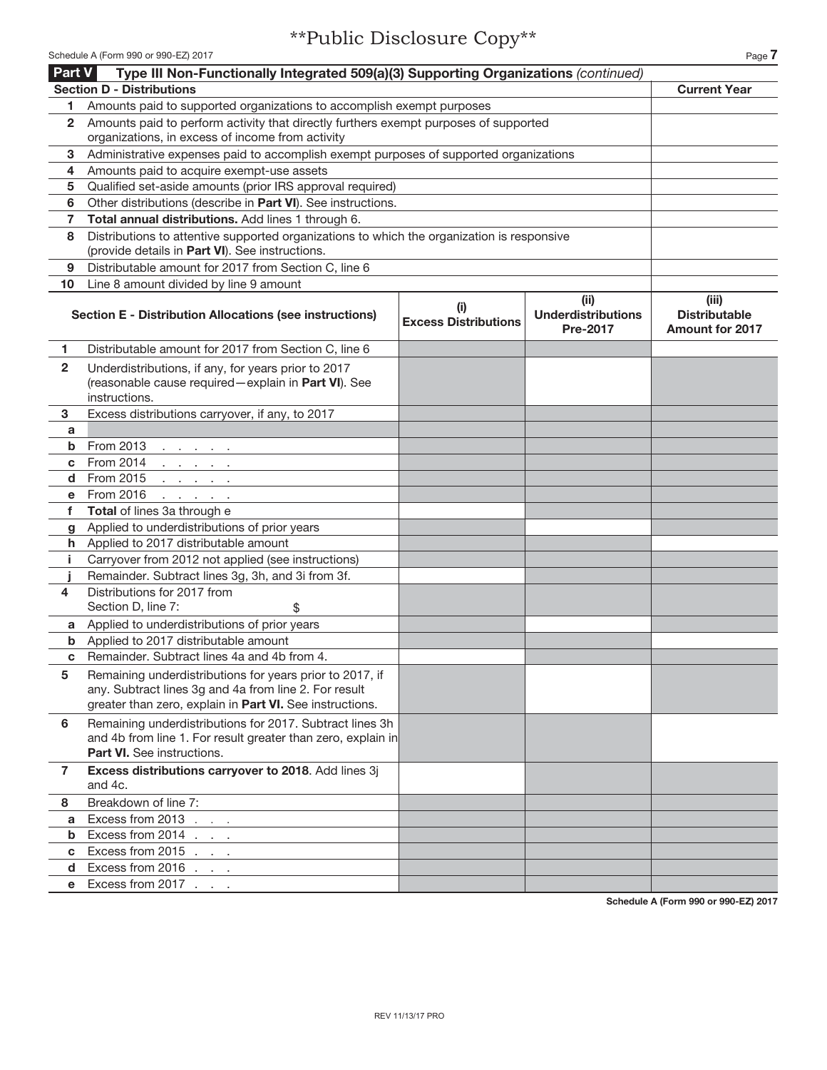\*\*Public Disclosure Copy\*\*

Schedule A (Form 990 or 990-EZ) 2017

## Part V Type III Non-Functionally Integrated 509(a)(3) Supporting Organizations *(continued)*

| **Section D - Distributions** | | **Current Year** |
|---|---|---|
| 1 | Amounts paid to supported organizations to accomplish exempt purposes | |
| 2 | Amounts paid to perform activity that directly furthers exempt purposes of supported organizations, in excess of income from activity | |
| 3 | Administrative expenses paid to accomplish exempt purposes of supported organizations | |
| 4 | Amounts paid to acquire exempt-use assets | |
| 5 | Qualified set-aside amounts (prior IRS approval required) | |
| 6 | Other distributions (describe in **Part VI**). See instructions. | |
| 7 | **Total annual distributions.** Add lines 1 through 6. | |
| 8 | Distributions to attentive supported organizations to which the organization is responsive (provide details in **Part VI**). See instructions. | |
| 9 | Distributable amount for 2017 from Section C, line 6 | |
| 10 | Line 8 amount divided by line 9 amount | |

| | **Section E - Distribution Allocations (see instructions)** | **(i) Excess Distributions** | **(ii) Underdistributions Pre-2017** | **(iii) Distributable Amount for 2017** |
|---|---|---|---|---|
| 1 | Distributable amount for 2017 from Section C, line 6 | | | |
| 2 | Underdistributions, if any, for years prior to 2017 (reasonable cause required—explain in **Part VI**). See instructions. | | | |
| 3 | Excess distributions carryover, if any, to 2017 | | | |
| a | | | | |
| b | From 2013 | | | |
| c | From 2014 | | | |
| d | From 2015 | | | |
| e | From 2016 | | | |
| f | **Total** of lines 3a through e | | | |
| g | Applied to underdistributions of prior years | | | |
| h | Applied to 2017 distributable amount | | | |
| i | Carryover from 2012 not applied (see instructions) | | | |
| j | Remainder. Subtract lines 3g, 3h, and 3i from 3f. | | | |
| 4 | Distributions for 2017 from Section D, line 7: $ | | | |
| a | Applied to underdistributions of prior years | | | |
| b | Applied to 2017 distributable amount | | | |
| c | Remainder. Subtract lines 4a and 4b from 4. | | | |
| 5 | Remaining underdistributions for years prior to 2017, if any. Subtract lines 3g and 4a from line 2. For result greater than zero, explain in **Part VI.** See instructions. | | | |
| 6 | Remaining underdistributions for 2017. Subtract lines 3h and 4b from line 1. For result greater than zero, explain in **Part VI.** See instructions. | | | |
| 7 | **Excess distributions carryover to 2018**. Add lines 3j and 4c. | | | |
| 8 | Breakdown of line 7: | | | |
| a | Excess from 2013 | | | |
| b | Excess from 2014 | | | |
| c | Excess from 2015 | | | |
| d | Excess from 2016 | | | |
| e | Excess from 2017 | | | |

Schedule A (Form 990 or 990-EZ) 2017

REV 11/13/17 PRO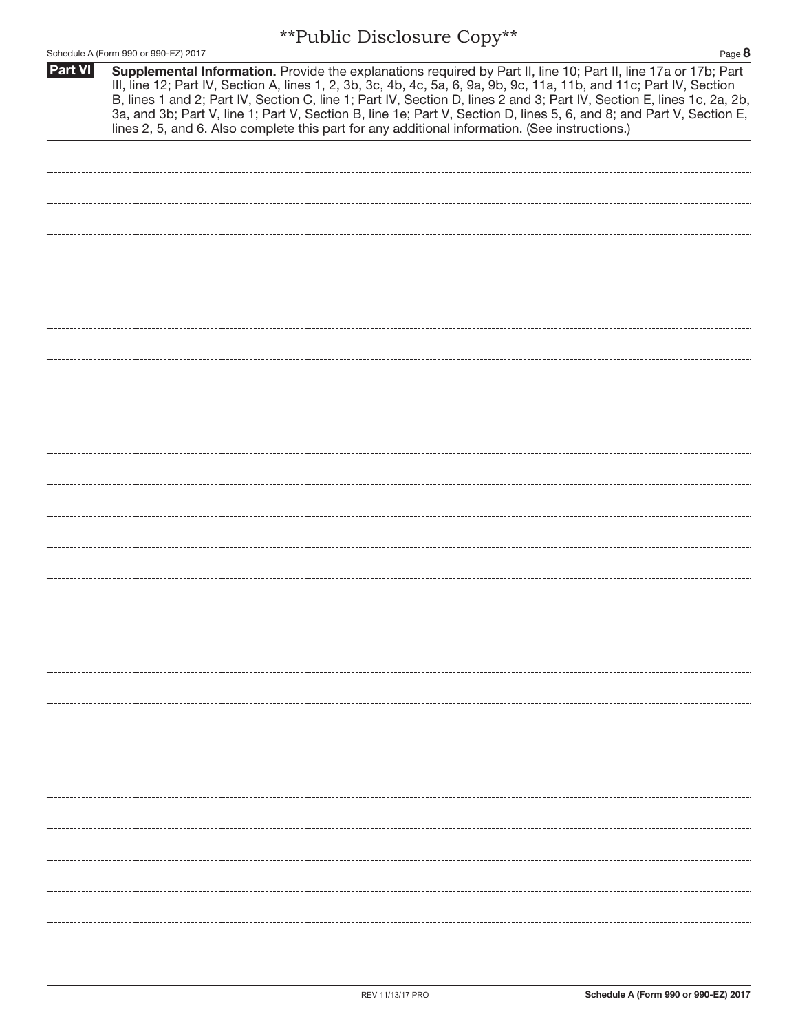\*\*Public Disclosure Copy\*\*

## Part VI Supplemental Information.

**Supplemental Information.** Provide the explanations required by Part II, line 10; Part II, line 17a or 17b; Part III, line 12; Part IV, Section A, lines 1, 2, 3b, 3c, 4b, 4c, 5a, 6, 9a, 9b, 9c, 11a, 11b, and 11c; Part IV, Section B, lines 1 and 2; Part IV, Section C, line 1; Part IV, Section D, lines 2 and 3; Part IV, Section E, lines 1c, 2a, 2b, 3a, and 3b; Part V, line 1; Part V, Section B, line 1e; Part V, Section D, lines 5, 6, and 8; and Part V, Section E, lines 2, 5, and 6. Also complete this part for any additional information. (See instructions.)

REV 11/13/17 PRO

**Schedule A (Form 990 or 990-EZ) 2017**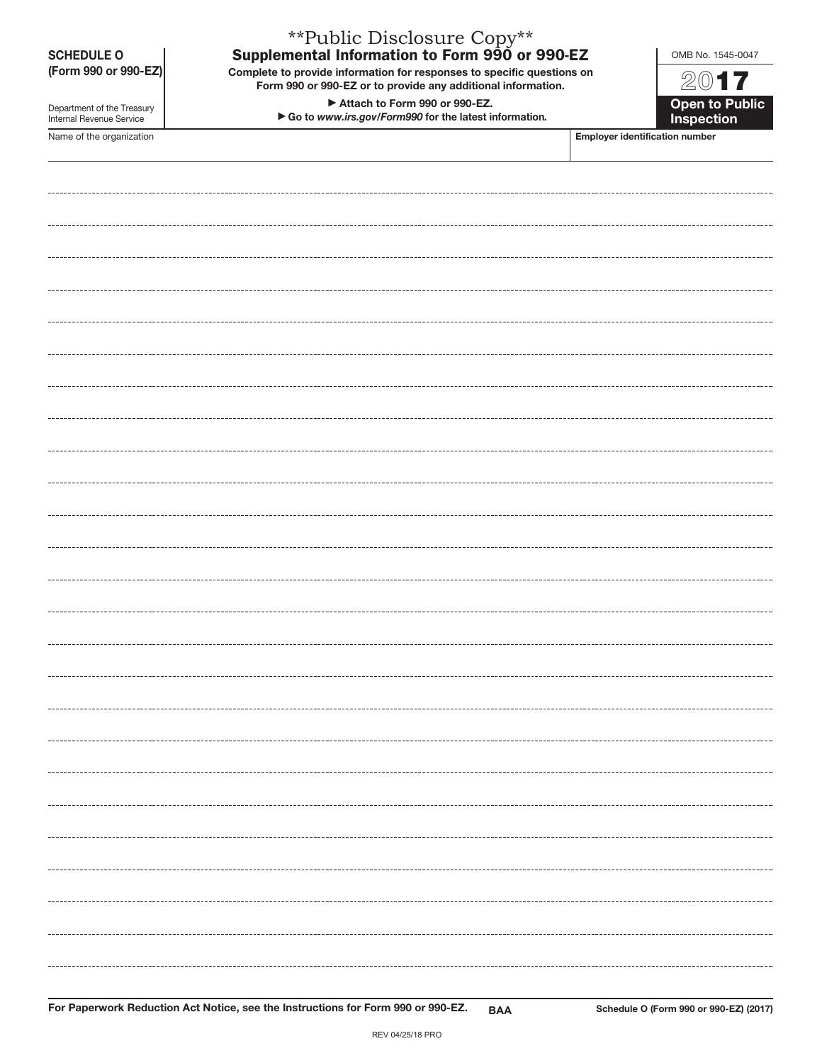**Public Disclosure Copy**

**SCHEDULE O (Form 990 or 990-EZ)**

Department of the Treasury
Internal Revenue Service

# Supplemental Information to Form 990 or 990-EZ

**Complete to provide information for responses to specific questions on Form 990 or 990-EZ or to provide any additional information.**

**▶ Attach to Form 990 or 990-EZ.**

**▶ Go to *www.irs.gov/Form990* for the latest information.**

OMB No. 1545-0047

**2017**

**Open to Public Inspection**

| Name of the organization | Employer identification number |
| --- | --- |
| | |

**For Paperwork Reduction Act Notice, see the Instructions for Form 990 or 990-EZ.** **BAA** **Schedule O (Form 990 or 990-EZ) (2017)**

REV 04/25/18 PRO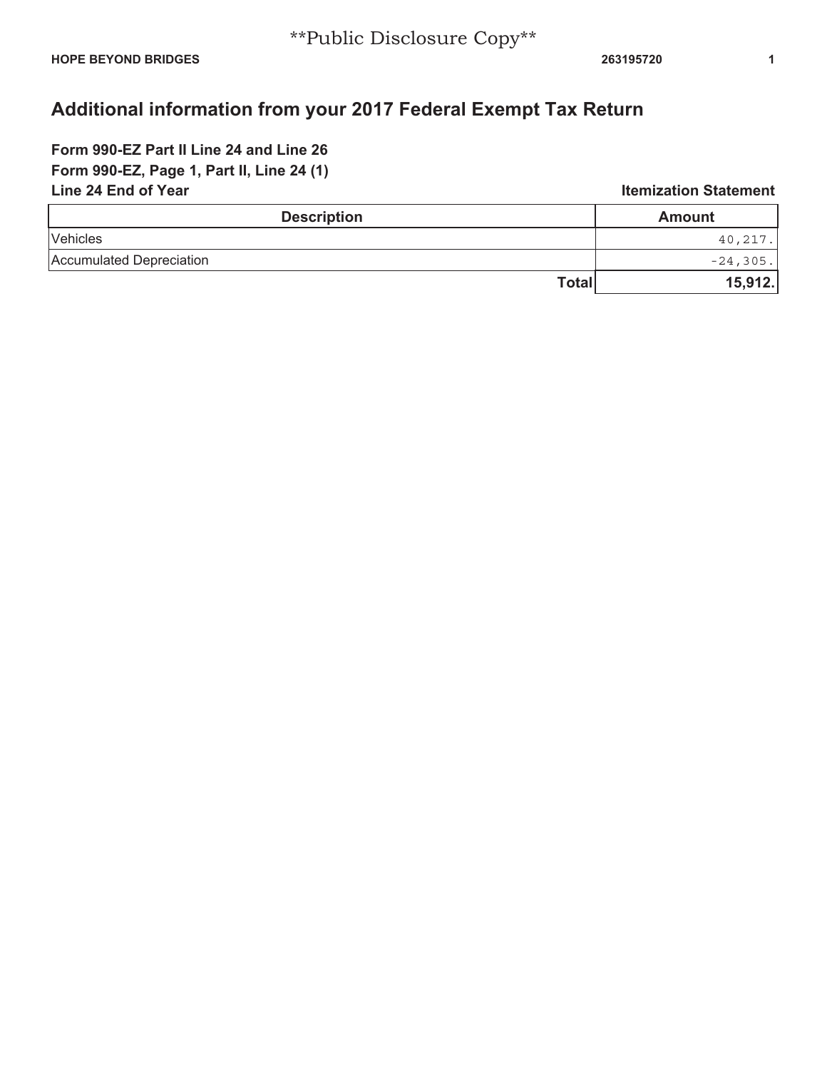\*\*Public Disclosure Copy\*\*

**HOPE BEYOND BRIDGES** **263195720**

# Additional information from your 2017 Federal Exempt Tax Return

**Form 990-EZ Part II Line 24 and Line 26**

**Form 990-EZ, Page 1, Part II, Line 24 (1)**

**Line 24 End of Year** **Itemization Statement**

| Description | Amount |
|---|---|
| Vehicles | 40,217. |
| Accumulated Depreciation | -24,305. |
| **Total** | **15,912.** |